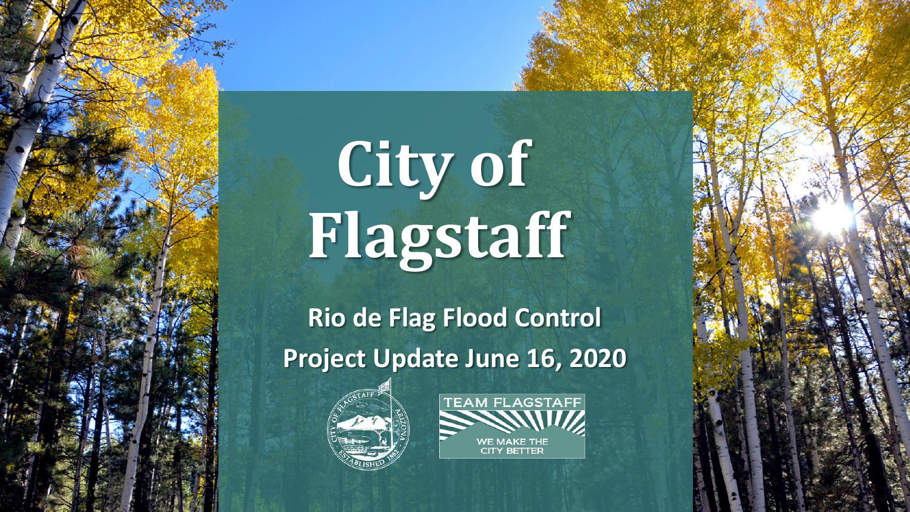# City of Flagstaff

## Rio de Flag Flood Control

## Project Update June 16, 2020

TEAM FLAGSTAFF

WE MAKE THE CITY BETTER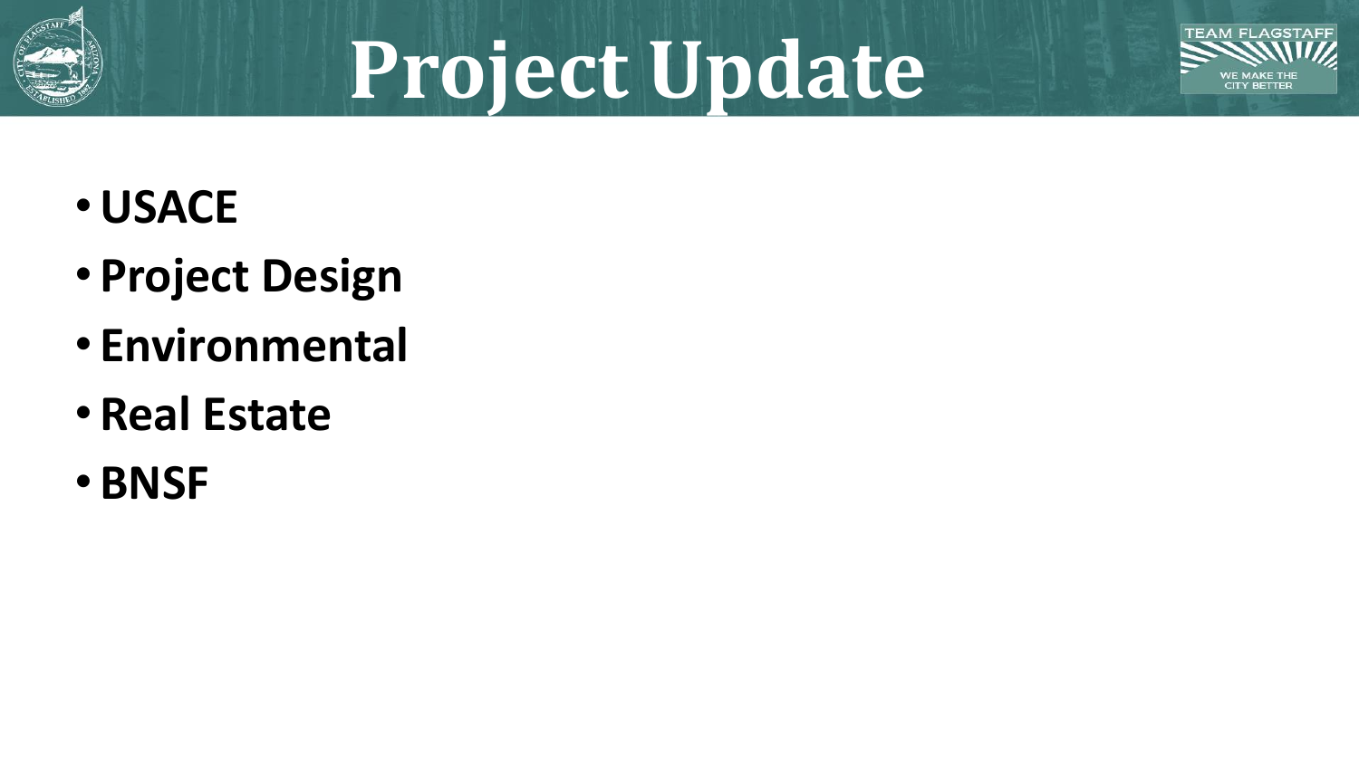# Project Update

- **USACE**
- **Project Design**
- **Environmental**
- **Real Estate**
- **BNSF**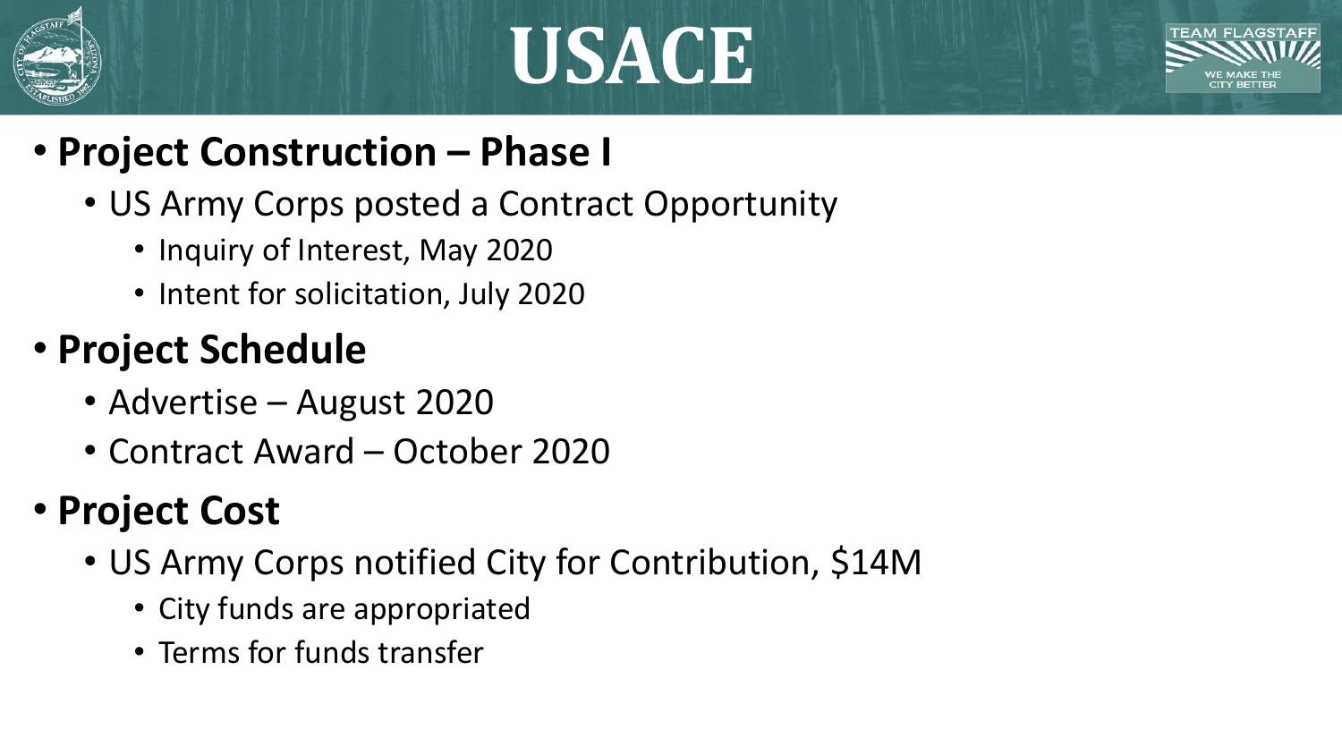# USACE

- **Project Construction – Phase I**
  - US Army Corps posted a Contract Opportunity
    - Inquiry of Interest, May 2020
    - Intent for solicitation, July 2020
- **Project Schedule**
  - Advertise – August 2020
  - Contract Award – October 2020
- **Project Cost**
  - US Army Corps notified City for Contribution, $14M
    - City funds are appropriated
    - Terms for funds transfer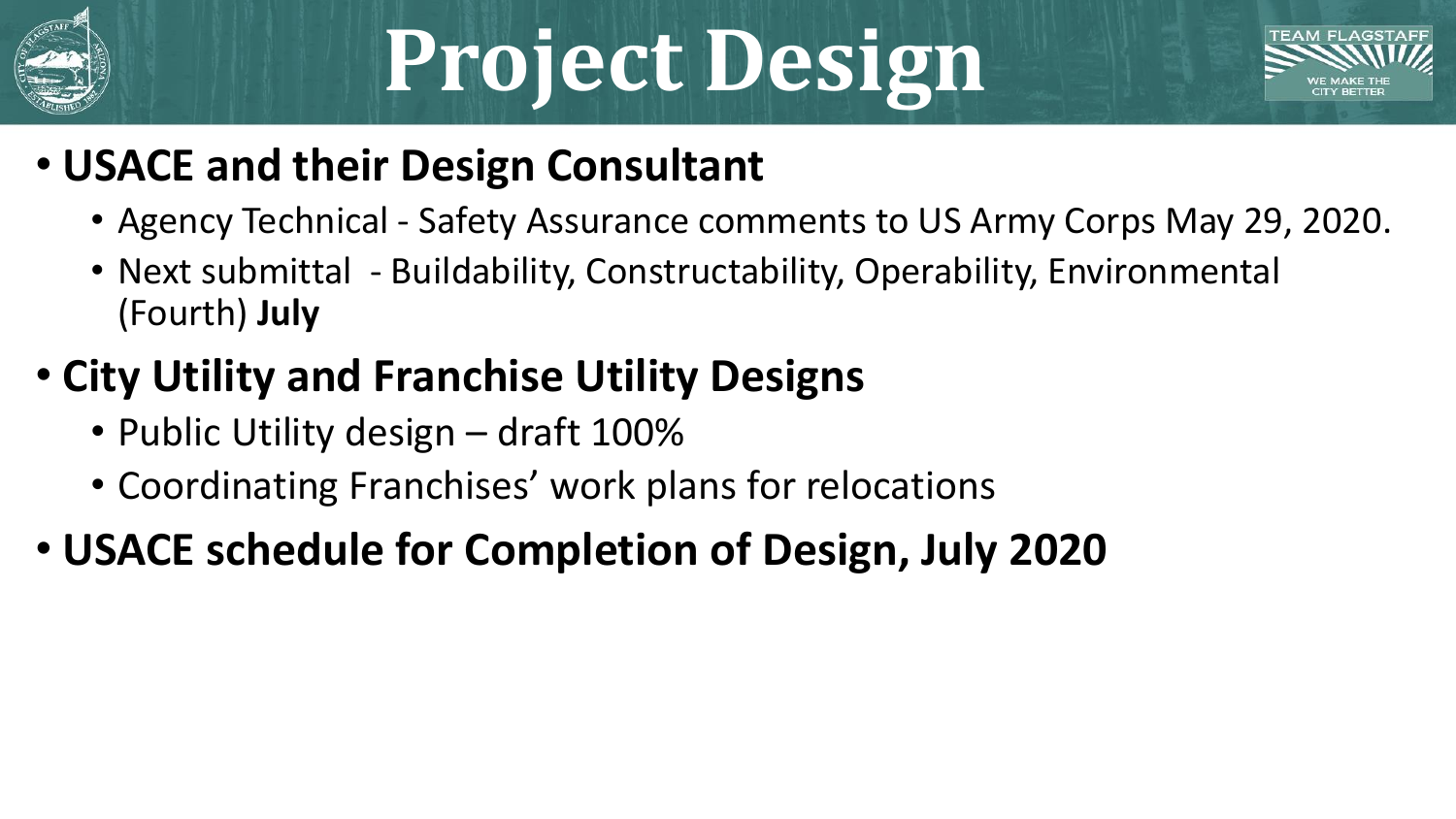# Project Design

- **USACE and their Design Consultant**
  - Agency Technical - Safety Assurance comments to US Army Corps May 29, 2020.
  - Next submittal  - Buildability, Constructability, Operability, Environmental (Fourth) **July**
- **City Utility and Franchise Utility Designs**
  - Public Utility design – draft 100%
  - Coordinating Franchises' work plans for relocations
- **USACE schedule for Completion of Design, July 2020**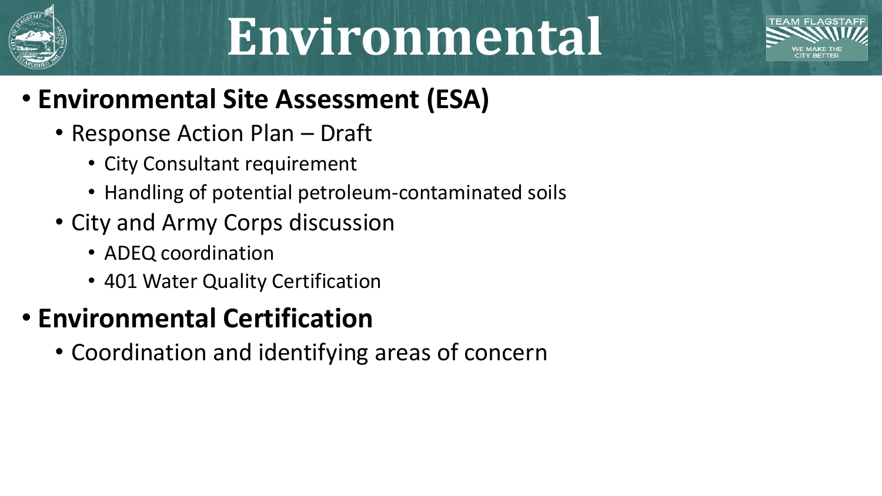# Environmental

- **Environmental Site Assessment (ESA)**
  - Response Action Plan – Draft
    - City Consultant requirement
    - Handling of potential petroleum-contaminated soils
  - City and Army Corps discussion
    - ADEQ coordination
    - 401 Water Quality Certification
- **Environmental Certification**
  - Coordination and identifying areas of concern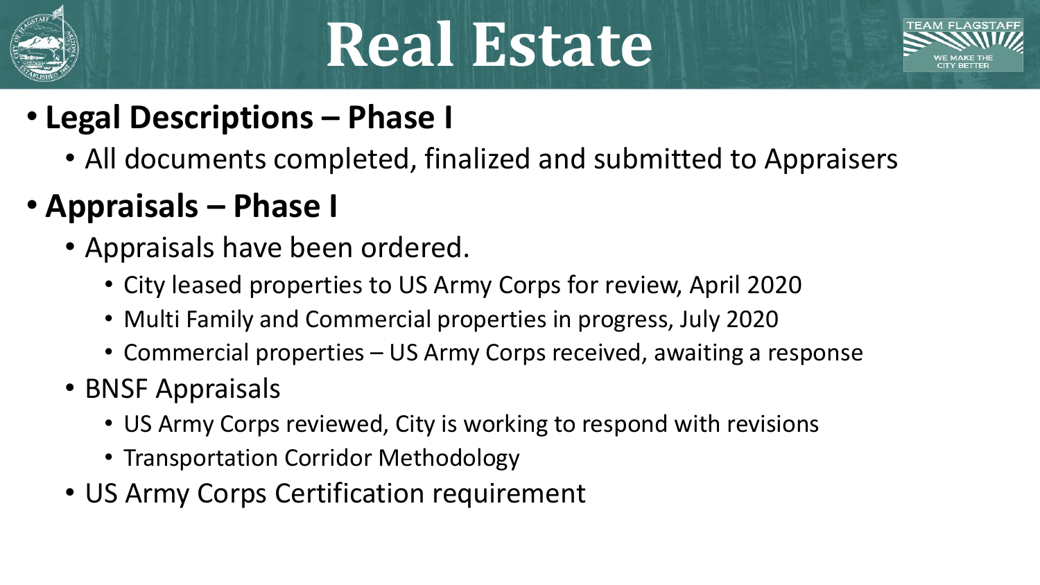# Real Estate

- **Legal Descriptions – Phase I**
  - All documents completed, finalized and submitted to Appraisers
- **Appraisals – Phase I**
  - Appraisals have been ordered.
    - City leased properties to US Army Corps for review, April 2020
    - Multi Family and Commercial properties in progress, July 2020
    - Commercial properties – US Army Corps received, awaiting a response
  - BNSF Appraisals
    - US Army Corps reviewed, City is working to respond with revisions
    - Transportation Corridor Methodology
  - US Army Corps Certification requirement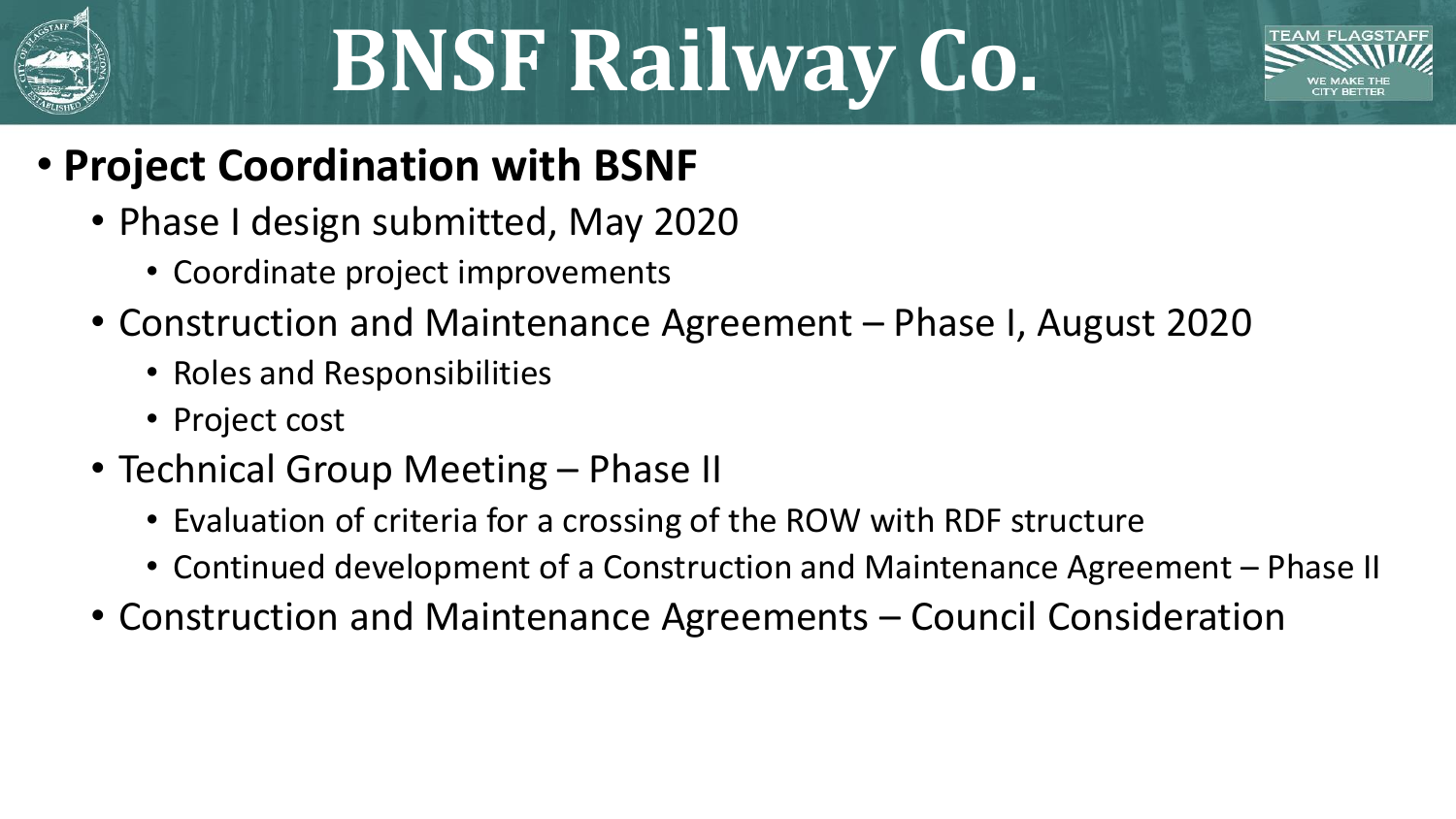# BNSF Railway Co.

- **Project Coordination with BSNF**
  - Phase I design submitted, May 2020
    - Coordinate project improvements
  - Construction and Maintenance Agreement – Phase I, August 2020
    - Roles and Responsibilities
    - Project cost
  - Technical Group Meeting – Phase II
    - Evaluation of criteria for a crossing of the ROW with RDF structure
    - Continued development of a Construction and Maintenance Agreement – Phase II
  - Construction and Maintenance Agreements – Council Consideration